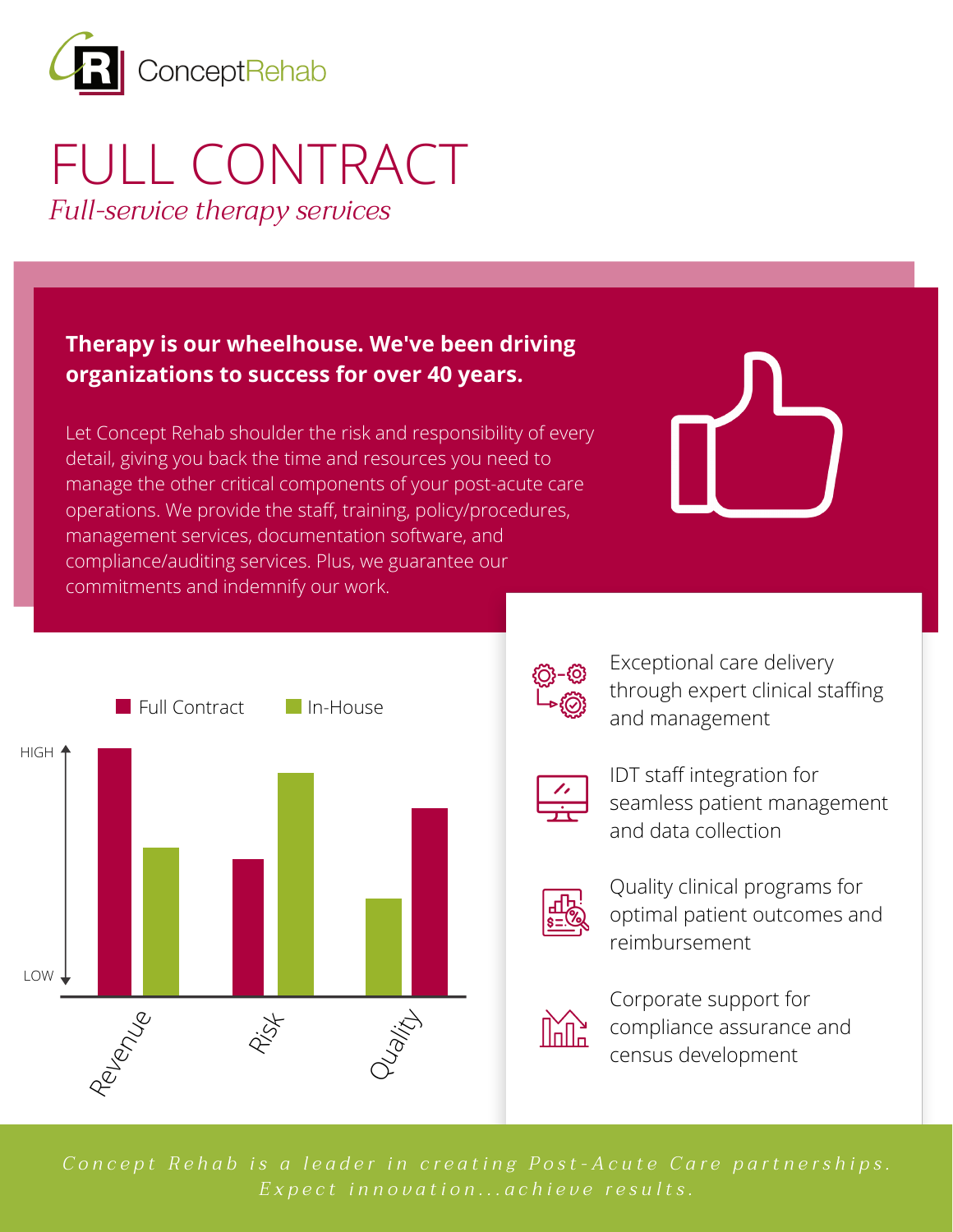ConceptRehab

# FULL CONTRACT

*Full-service therapy services*

**Therapy is our wheelhouse. We've been driving organizations to success for over 40 years.**

Let Concept Rehab shoulder the risk and responsibility of every detail, giving you back the time and resources you need to manage the other critical components of your post-acute care operations. We provide the staff, training, policy/procedures, management services, documentation software, and compliance/auditing services. Plus, we guarantee our commitments and indemnify our work.

Full Contract | In-House

HIGH

LOW

Revenue | Risk | Quality

- Exceptional care delivery through expert clinical staffing and management
- IDT staff integration for seamless patient management and data collection
- Quality clinical programs for optimal patient outcomes and reimbursement
- Corporate support for compliance assurance and census development

*Concept Rehab is a leader in creating Post-Acute Care partnerships. Expect innovation...achieve results.*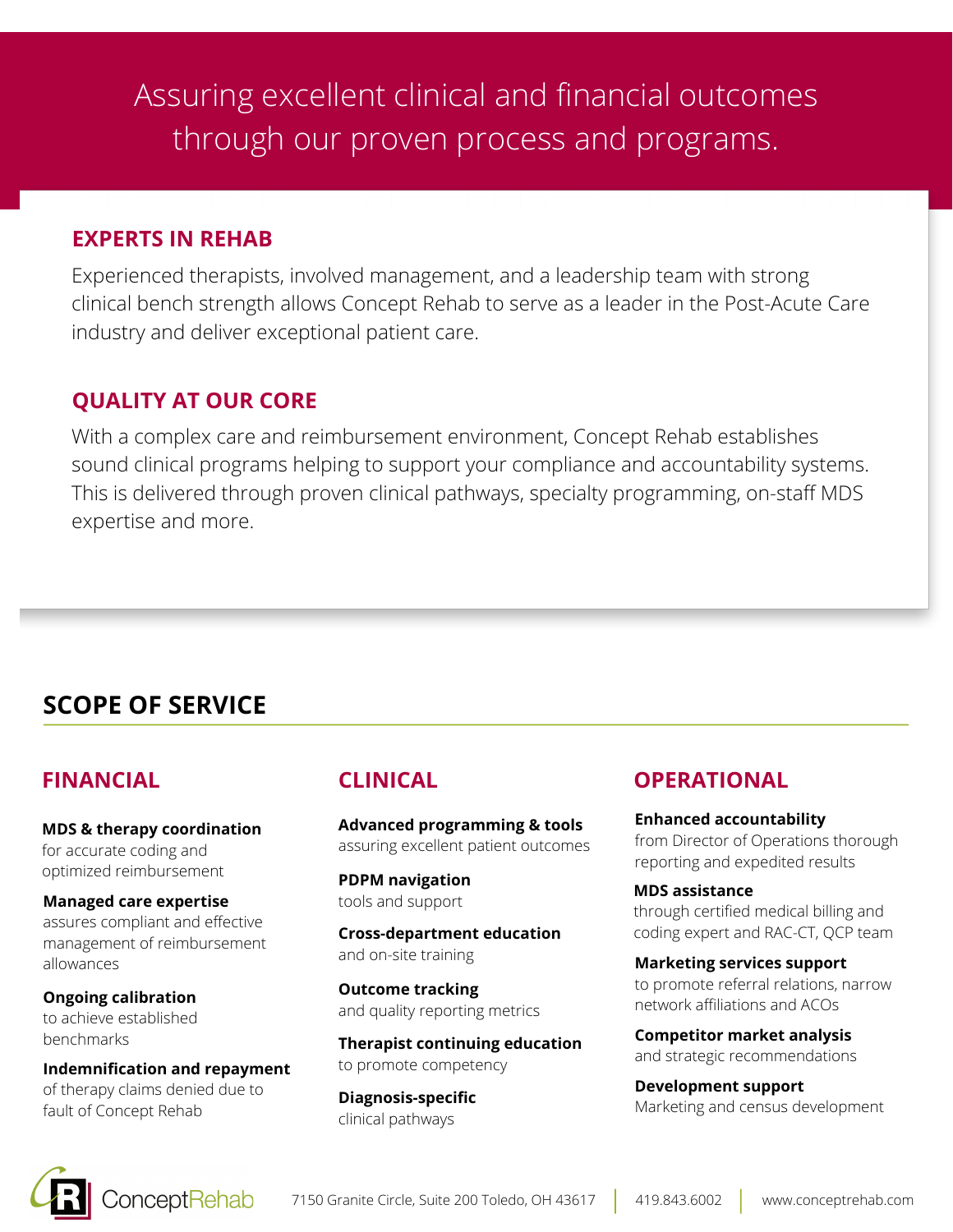# Assuring excellent clinical and financial outcomes through our proven process and programs.

## EXPERTS IN REHAB

Experienced therapists, involved management, and a leadership team with strong clinical bench strength allows Concept Rehab to serve as a leader in the Post-Acute Care industry and deliver exceptional patient care.

## QUALITY AT OUR CORE

With a complex care and reimbursement environment, Concept Rehab establishes sound clinical programs helping to support your compliance and accountability systems. This is delivered through proven clinical pathways, specialty programming, on-staff MDS expertise and more.

## SCOPE OF SERVICE

### FINANCIAL

**MDS & therapy coordination**
for accurate coding and optimized reimbursement

**Managed care expertise**
assures compliant and effective management of reimbursement allowances

**Ongoing calibration**
to achieve established benchmarks

**Indemnification and repayment**
of therapy claims denied due to fault of Concept Rehab

### CLINICAL

**Advanced programming & tools**
assuring excellent patient outcomes

**PDPM navigation**
tools and support

**Cross-department education**
and on-site training

**Outcome tracking**
and quality reporting metrics

**Therapist continuing education**
to promote competency

**Diagnosis-specific**
clinical pathways

### OPERATIONAL

**Enhanced accountability**
from Director of Operations thorough reporting and expedited results

**MDS assistance**
through certified medical billing and coding expert and RAC-CT, QCP team

**Marketing services support**
to promote referral relations, narrow network affiliations and ACOs

**Competitor market analysis**
and strategic recommendations

**Development support**
Marketing and census development

ConceptRehab | 7150 Granite Circle, Suite 200 Toledo, OH 43617 | 419.843.6002 | www.conceptrehab.com